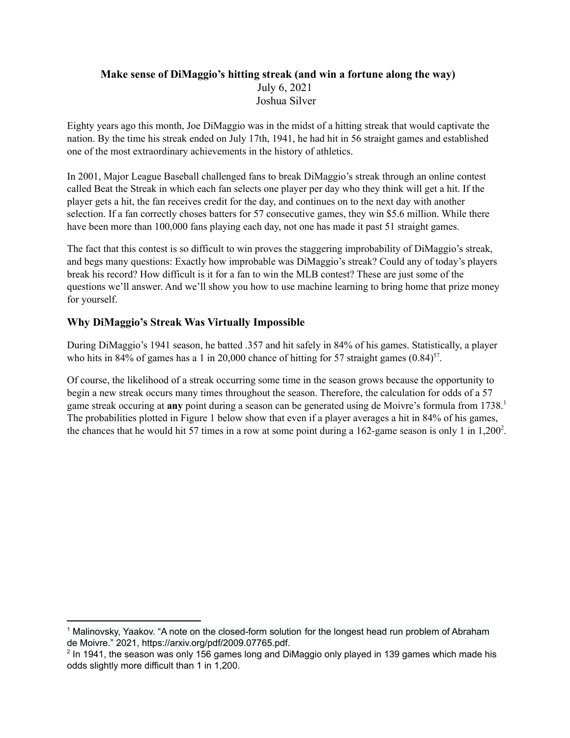**Make sense of DiMaggio's hitting streak (and win a fortune along the way)**

July 6, 2021

Joshua Silver

Eighty years ago this month, Joe DiMaggio was in the midst of a hitting streak that would captivate the nation. By the time his streak ended on July 17th, 1941, he had hit in 56 straight games and established one of the most extraordinary achievements in the history of athletics.

In 2001, Major League Baseball challenged fans to break DiMaggio's streak through an online contest called Beat the Streak in which each fan selects one player per day who they think will get a hit. If the player gets a hit, the fan receives credit for the day, and continues on to the next day with another selection. If a fan correctly choses batters for 57 consecutive games, they win $5.6 million. While there have been more than 100,000 fans playing each day, not one has made it past 51 straight games.

The fact that this contest is so difficult to win proves the staggering improbability of DiMaggio's streak, and begs many questions: Exactly how improbable was DiMaggio's streak? Could any of today's players break his record? How difficult is it for a fan to win the MLB contest? These are just some of the questions we'll answer. And we'll show you how to use machine learning to bring home that prize money for yourself.

## Why DiMaggio's Streak Was Virtually Impossible

During DiMaggio's 1941 season, he batted .357 and hit safely in 84% of his games. Statistically, a player who hits in 84% of games has a 1 in 20,000 chance of hitting for 57 straight games $(0.84)^{57}$.

Of course, the likelihood of a streak occurring some time in the season grows because the opportunity to begin a new streak occurs many times throughout the season. Therefore, the calculation for odds of a 57 game streak occuring at **any** point during a season can be generated using de Moivre's formula from 1738.[1] The probabilities plotted in Figure 1 below show that even if a player averages a hit in 84% of his games, the chances that he would hit 57 times in a row at some point during a 162-game season is only 1 in 1,200[2].

[1] Malinovsky, Yaakov. "A note on the closed-form solution for the longest head run problem of Abraham de Moivre." 2021, https://arxiv.org/pdf/2009.07765.pdf.

[2] In 1941, the season was only 156 games long and DiMaggio only played in 139 games which made his odds slightly more difficult than 1 in 1,200.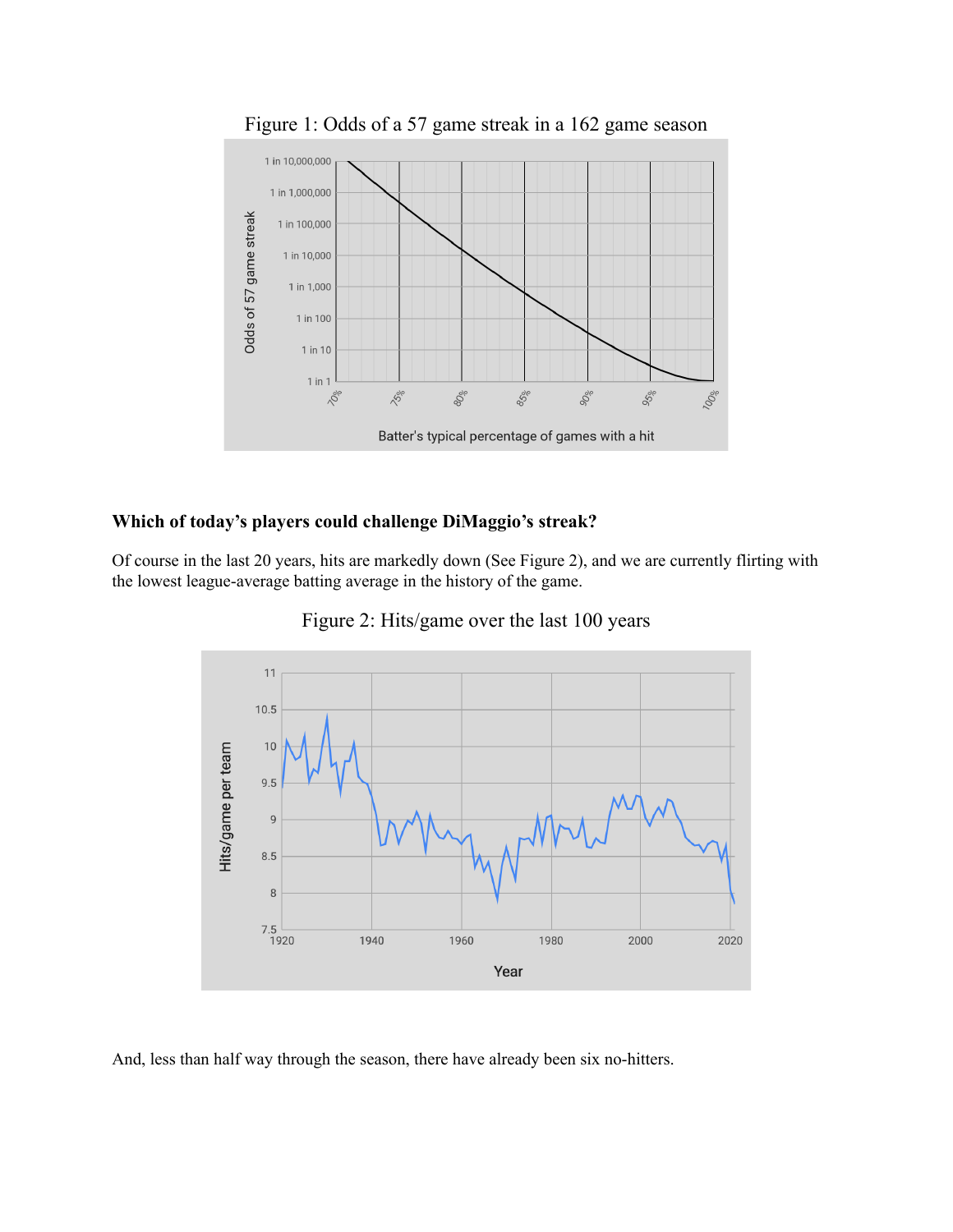Figure 1: Odds of a 57 game streak in a 162 game season

Figure 2: Hits/game over the last 100 years

### Which of today's players could challenge DiMaggio's streak?

Of course in the last 20 years, hits are markedly down (See Figure 2), and we are currently flirting with the lowest league-average batting average in the history of the game.

And, less than half way through the season, there have already been six no-hitters.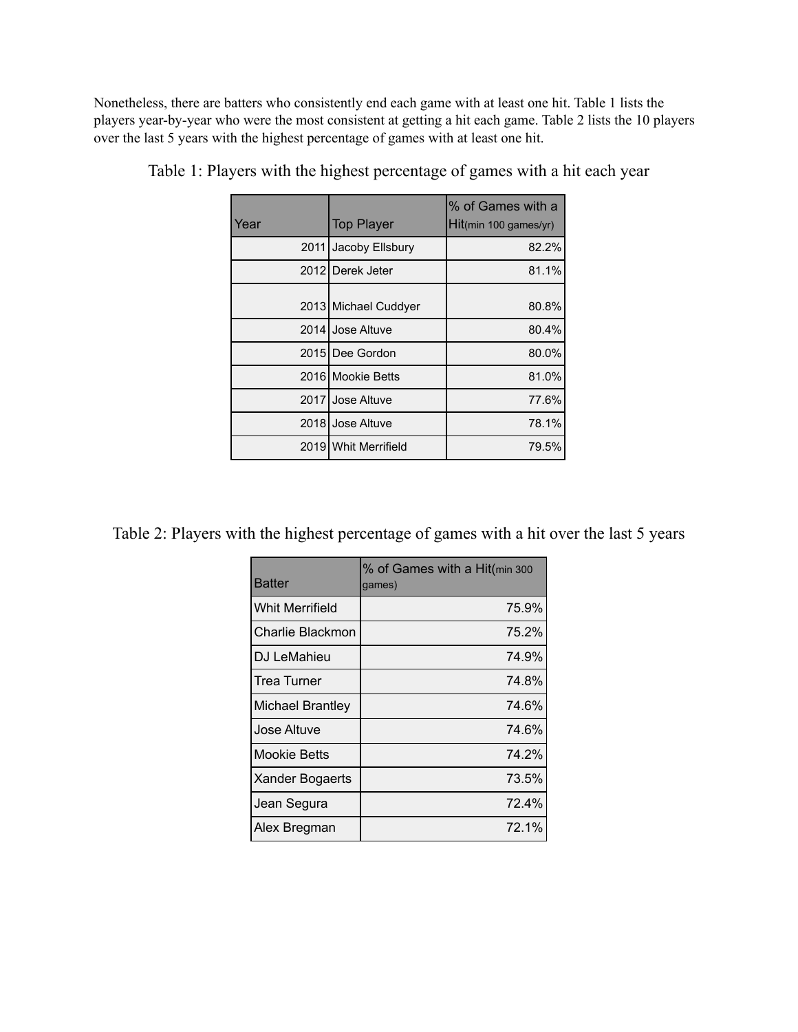Nonetheless, there are batters who consistently end each game with at least one hit. Table 1 lists the players year-by-year who were the most consistent at getting a hit each game. Table 2 lists the 10 players over the last 5 years with the highest percentage of games with at least one hit.

Table 1: Players with the highest percentage of games with a hit each year

| Year | Top Player | % of Games with a Hit(min 100 games/yr) |
|---|---|---|
| 2011 | Jacoby Ellsbury | 82.2% |
| 2012 | Derek Jeter | 81.1% |
| 2013 | Michael Cuddyer | 80.8% |
| 2014 | Jose Altuve | 80.4% |
| 2015 | Dee Gordon | 80.0% |
| 2016 | Mookie Betts | 81.0% |
| 2017 | Jose Altuve | 77.6% |
| 2018 | Jose Altuve | 78.1% |
| 2019 | Whit Merrifield | 79.5% |

Table 2: Players with the highest percentage of games with a hit over the last 5 years

| Batter | % of Games with a Hit(min 300 games) |
|---|---|
| Whit Merrifield | 75.9% |
| Charlie Blackmon | 75.2% |
| DJ LeMahieu | 74.9% |
| Trea Turner | 74.8% |
| Michael Brantley | 74.6% |
| Jose Altuve | 74.6% |
| Mookie Betts | 74.2% |
| Xander Bogaerts | 73.5% |
| Jean Segura | 72.4% |
| Alex Bregman | 72.1% |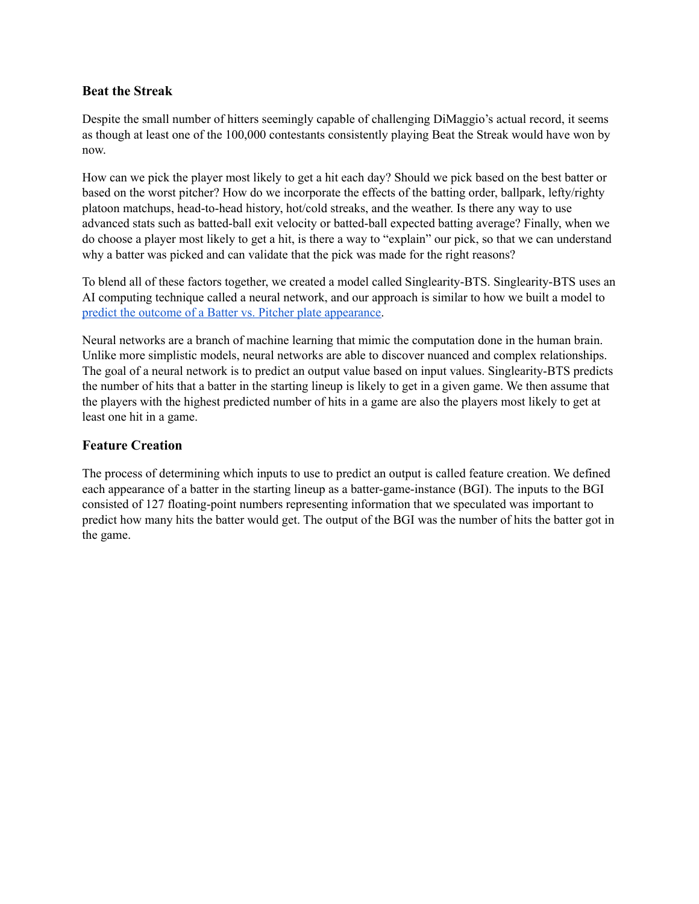## Beat the Streak

Despite the small number of hitters seemingly capable of challenging DiMaggio's actual record, it seems as though at least one of the 100,000 contestants consistently playing Beat the Streak would have won by now.

How can we pick the player most likely to get a hit each day? Should we pick based on the best batter or based on the worst pitcher? How do we incorporate the effects of the batting order, ballpark, lefty/righty platoon matchups, head-to-head history, hot/cold streaks, and the weather. Is there any way to use advanced stats such as batted-ball exit velocity or batted-ball expected batting average? Finally, when we do choose a player most likely to get a hit, is there a way to "explain" our pick, so that we can understand why a batter was picked and can validate that the pick was made for the right reasons?

To blend all of these factors together, we created a model called Singlearity-BTS. Singlearity-BTS uses an AI computing technique called a neural network, and our approach is similar to how we built a model to [predict the outcome of a Batter vs. Pitcher plate appearance](#).

Neural networks are a branch of machine learning that mimic the computation done in the human brain. Unlike more simplistic models, neural networks are able to discover nuanced and complex relationships. The goal of a neural network is to predict an output value based on input values. Singlearity-BTS predicts the number of hits that a batter in the starting lineup is likely to get in a given game. We then assume that the players with the highest predicted number of hits in a game are also the players most likely to get at least one hit in a game.

## Feature Creation

The process of determining which inputs to use to predict an output is called feature creation. We defined each appearance of a batter in the starting lineup as a batter-game-instance (BGI). The inputs to the BGI consisted of 127 floating-point numbers representing information that we speculated was important to predict how many hits the batter would get. The output of the BGI was the number of hits the batter got in the game.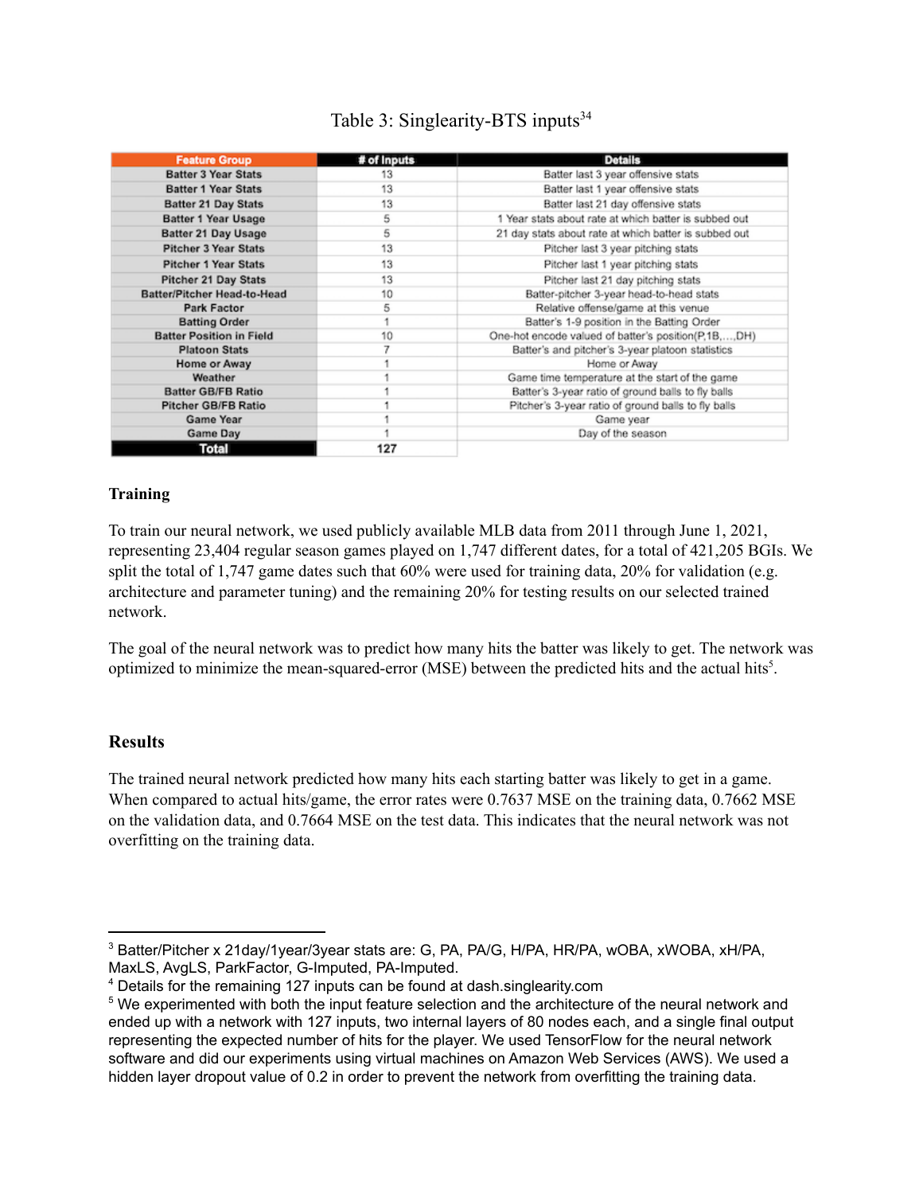Table 3: Singlearity-BTS inputs[3,4]

| Feature Group | # of Inputs | Details |
| --- | --- | --- |
| Batter 3 Year Stats | 13 | Batter last 3 year offensive stats |
| Batter 1 Year Stats | 13 | Batter last 1 year offensive stats |
| Batter 21 Day Stats | 13 | Batter last 21 day offensive stats |
| Batter 1 Year Usage | 5 | 1 Year stats about rate at which batter is subbed out |
| Batter 21 Day Usage | 5 | 21 day stats about rate at which batter is subbed out |
| Pitcher 3 Year Stats | 13 | Pitcher last 3 year pitching stats |
| Pitcher 1 Year Stats | 13 | Pitcher last 1 year pitching stats |
| Pitcher 21 Day Stats | 13 | Pitcher last 21 day pitching stats |
| Batter/Pitcher Head-to-Head | 10 | Batter-pitcher 3-year head-to-head stats |
| Park Factor | 5 | Relative offense/game at this venue |
| Batting Order | 1 | Batter's 1-9 position in the Batting Order |
| Batter Position in Field | 10 | One-hot encode valued of batter's position(P,1B,...,DH) |
| Platoon Stats | 7 | Batter's and pitcher's 3-year platoon statistics |
| Home or Away | 1 | Home or Away |
| Weather | 1 | Game time temperature at the start of the game |
| Batter GB/FB Ratio | 1 | Batter's 3-year ratio of ground balls to fly balls |
| Pitcher GB/FB Ratio | 1 | Pitcher's 3-year ratio of ground balls to fly balls |
| Game Year | 1 | Game year |
| Game Day | 1 | Day of the season |
| **Total** | 127 | |

### Training

To train our neural network, we used publicly available MLB data from 2011 through June 1, 2021, representing 23,404 regular season games played on 1,747 different dates, for a total of 421,205 BGIs. We split the total of 1,747 game dates such that 60% were used for training data, 20% for validation (e.g. architecture and parameter tuning) and the remaining 20% for testing results on our selected trained network.

The goal of the neural network was to predict how many hits the batter was likely to get. The network was optimized to minimize the mean-squared-error (MSE) between the predicted hits and the actual hits[5].

### Results

The trained neural network predicted how many hits each starting batter was likely to get in a game. When compared to actual hits/game, the error rates were 0.7637 MSE on the training data, 0.7662 MSE on the validation data, and 0.7664 MSE on the test data. This indicates that the neural network was not overfitting on the training data.

---

[3] Batter/Pitcher x 21day/1year/3year stats are: G, PA, PA/G, H/PA, HR/PA, wOBA, xWOBA, xH/PA, MaxLS, AvgLS, ParkFactor, G-Imputed, PA-Imputed.

[4] Details for the remaining 127 inputs can be found at dash.singlearity.com

[5] We experimented with both the input feature selection and the architecture of the neural network and ended up with a network with 127 inputs, two internal layers of 80 nodes each, and a single final output representing the expected number of hits for the player. We used TensorFlow for the neural network software and did our experiments using virtual machines on Amazon Web Services (AWS). We used a hidden layer dropout value of 0.2 in order to prevent the network from overfitting the training data.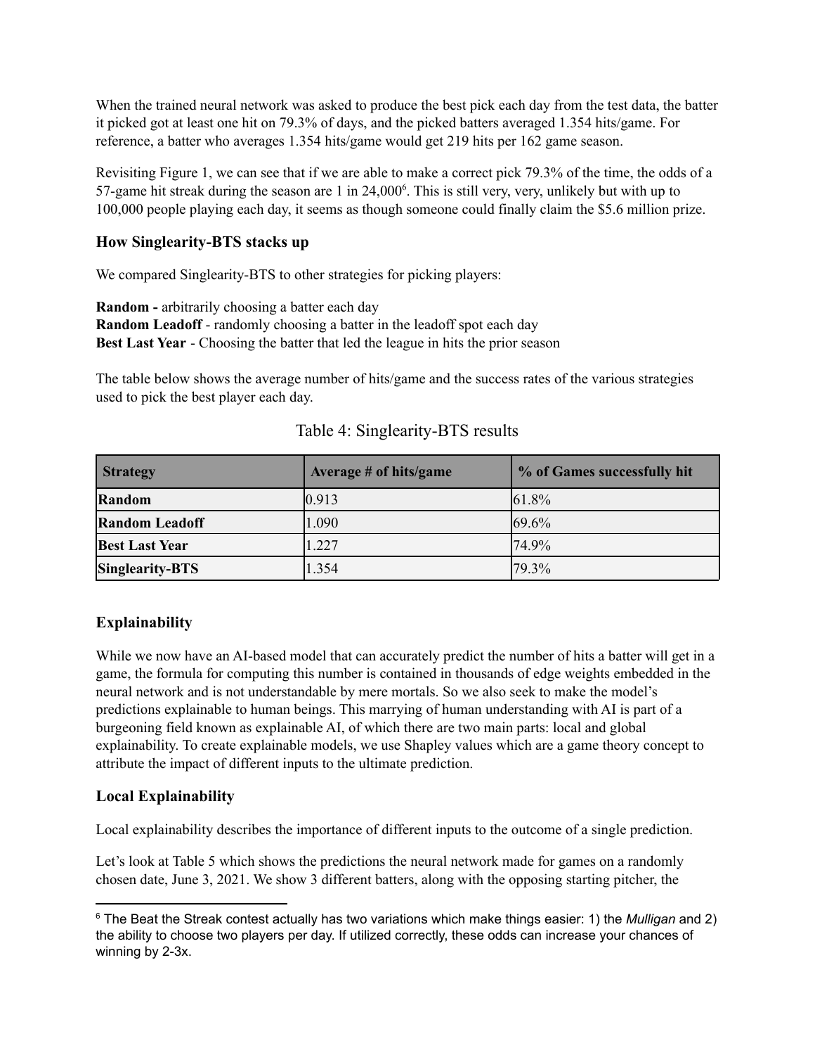When the trained neural network was asked to produce the best pick each day from the test data, the batter it picked got at least one hit on 79.3% of days, and the picked batters averaged 1.354 hits/game. For reference, a batter who averages 1.354 hits/game would get 219 hits per 162 game season.

Revisiting Figure 1, we can see that if we are able to make a correct pick 79.3% of the time, the odds of a 57-game hit streak during the season are 1 in 24,000[6]. This is still very, very, unlikely but with up to 100,000 people playing each day, it seems as though someone could finally claim the $5.6 million prize.

### How Singlearity-BTS stacks up

We compared Singlearity-BTS to other strategies for picking players:

**Random -** arbitrarily choosing a batter each day
**Random Leadoff** - randomly choosing a batter in the leadoff spot each day
**Best Last Year** - Choosing the batter that led the league in hits the prior season

The table below shows the average number of hits/game and the success rates of the various strategies used to pick the best player each day.

Table 4: Singlearity-BTS results

| Strategy | Average # of hits/game | % of Games successfully hit |
|---|---|---|
| **Random** | 0.913 | 61.8% |
| **Random Leadoff** | 1.090 | 69.6% |
| **Best Last Year** | 1.227 | 74.9% |
| **Singlearity-BTS** | 1.354 | 79.3% |

### Explainability

While we now have an AI-based model that can accurately predict the number of hits a batter will get in a game, the formula for computing this number is contained in thousands of edge weights embedded in the neural network and is not understandable by mere mortals. So we also seek to make the model's predictions explainable to human beings. This marrying of human understanding with AI is part of a burgeoning field known as explainable AI, of which there are two main parts: local and global explainability. To create explainable models, we use Shapley values which are a game theory concept to attribute the impact of different inputs to the ultimate prediction.

### Local Explainability

Local explainability describes the importance of different inputs to the outcome of a single prediction.

Let's look at Table 5 which shows the predictions the neural network made for games on a randomly chosen date, June 3, 2021. We show 3 different batters, along with the opposing starting pitcher, the

---

[6] The Beat the Streak contest actually has two variations which make things easier: 1) the *Mulligan* and 2) the ability to choose two players per day. If utilized correctly, these odds can increase your chances of winning by 2-3x.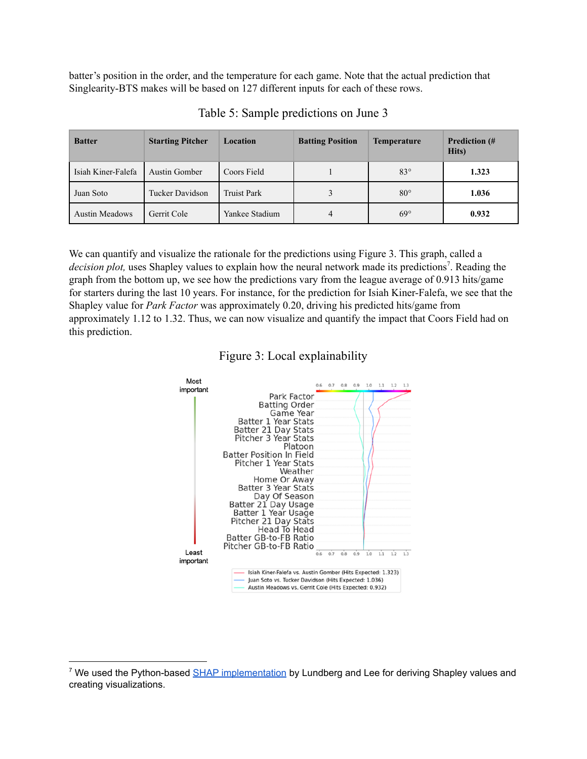batter's position in the order, and the temperature for each game. Note that the actual prediction that Singlearity-BTS makes will be based on 127 different inputs for each of these rows.

Table 5: Sample predictions on June 3

| Batter | Starting Pitcher | Location | Batting Position | Temperature | Prediction (# Hits) |
|---|---|---|---|---|---|
| Isiah Kiner-Falefa | Austin Gomber | Coors Field | 1 | 83° | **1.323** |
| Juan Soto | Tucker Davidson | Truist Park | 3 | 80° | **1.036** |
| Austin Meadows | Gerrit Cole | Yankee Stadium | 4 | 69° | **0.932** |

We can quantify and visualize the rationale for the predictions using Figure 3. This graph, called a *decision plot,* uses Shapley values to explain how the neural network made its predictions[7]. Reading the graph from the bottom up, we see how the predictions vary from the league average of 0.913 hits/game for starters during the last 10 years. For instance, for the prediction for Isiah Kiner-Falefa, we see that the Shapley value for *Park Factor* was approximately 0.20, driving his predicted hits/game from approximately 1.12 to 1.32. Thus, we can now visualize and quantify the impact that Coors Field had on this prediction.

Figure 3: Local explainability

Most important

Park Factor
Batting Order
Game Year
Batter 1 Year Stats
Batter 21 Day Stats
Pitcher 3 Year Stats
Platoon
Batter Position In Field
Pitcher 1 Year Stats
Weather
Home Or Away
Batter 3 Year Stats
Day Of Season
Batter 21 Day Usage
Batter 1 Year Usage
Pitcher 21 Day Stats
Head To Head
Batter GB-to-FB Ratio
Pitcher GB-to-FB Ratio

Least important

0.6 0.7 0.8 0.9 1.0 1.1 1.2 1.3

Isiah Kiner-Falefa vs. Austin Gomber (Hits Expected: 1.323)
Juan Soto vs. Tucker Davidson (Hits Expected: 1.036)
Austin Meadows vs. Gerrit Cole (Hits Expected: 0.932)

[7] We used the Python-based SHAP implementation by Lundberg and Lee for deriving Shapley values and creating visualizations.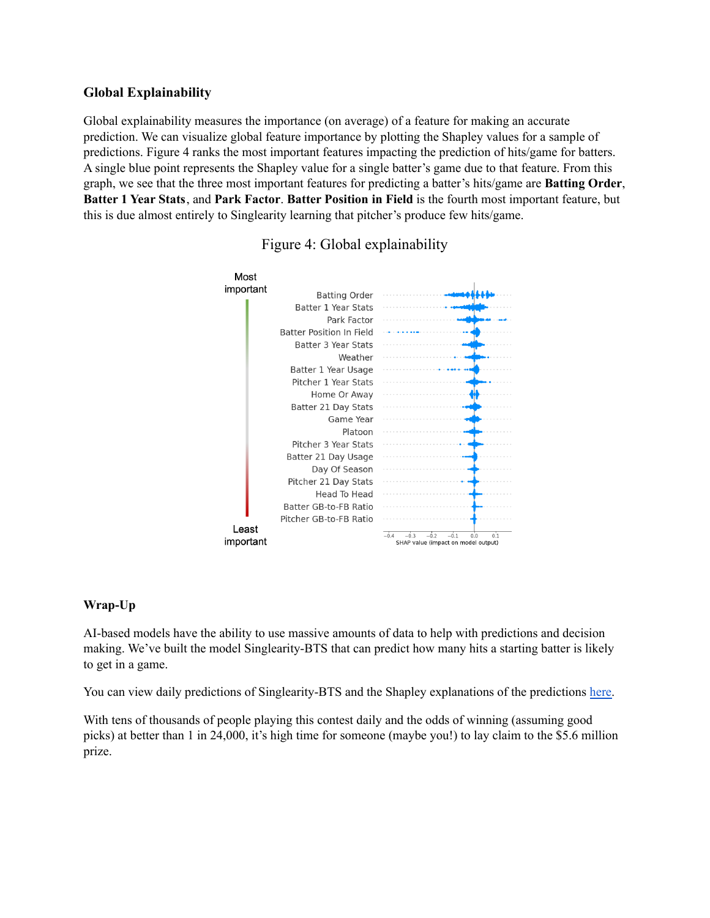### Global Explainability

Global explainability measures the importance (on average) of a feature for making an accurate prediction. We can visualize global feature importance by plotting the Shapley values for a sample of predictions. Figure 4 ranks the most important features impacting the prediction of hits/game for batters. A single blue point represents the Shapley value for a single batter's game due to that feature. From this graph, we see that the three most important features for predicting a batter's hits/game are **Batting Order**, **Batter 1 Year Stats**, and **Park Factor**. **Batter Position in Field** is the fourth most important feature, but this is due almost entirely to Singlearity learning that pitcher's produce few hits/game.

Figure 4: Global explainability

Most important

Least important

Batting Order
Batter 1 Year Stats
Park Factor
Batter Position In Field
Batter 3 Year Stats
Weather
Batter 1 Year Usage
Pitcher 1 Year Stats
Home Or Away
Batter 21 Day Stats
Game Year
Platoon
Pitcher 3 Year Stats
Batter 21 Day Usage
Day Of Season
Pitcher 21 Day Stats
Head To Head
Batter GB-to-FB Ratio
Pitcher GB-to-FB Ratio

−0.4 −0.3 −0.2 −0.1 0.0 0.1

SHAP value (impact on model output)

### Wrap-Up

AI-based models have the ability to use massive amounts of data to help with predictions and decision making. We've built the model Singlearity-BTS that can predict how many hits a starting batter is likely to get in a game.

You can view daily predictions of Singlearity-BTS and the Shapley explanations of the predictions here.

With tens of thousands of people playing this contest daily and the odds of winning (assuming good picks) at better than 1 in 24,000, it's high time for someone (maybe you!) to lay claim to the $5.6 million prize.